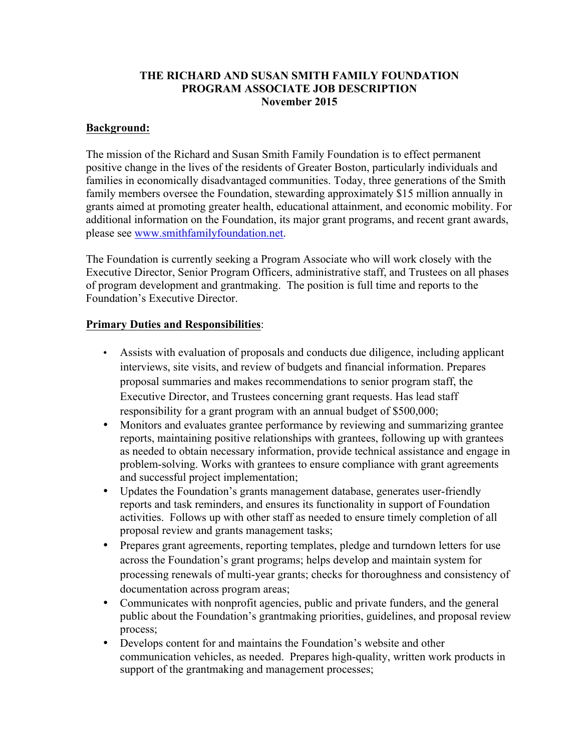**THE RICHARD AND SUSAN SMITH FAMILY FOUNDATION**
**PROGRAM ASSOCIATE JOB DESCRIPTION**
**November 2015**

## Background:

The mission of the Richard and Susan Smith Family Foundation is to effect permanent positive change in the lives of the residents of Greater Boston, particularly individuals and families in economically disadvantaged communities. Today, three generations of the Smith family members oversee the Foundation, stewarding approximately $15 million annually in grants aimed at promoting greater health, educational attainment, and economic mobility. For additional information on the Foundation, its major grant programs, and recent grant awards, please see [www.smithfamilyfoundation.net](http://www.smithfamilyfoundation.net).

The Foundation is currently seeking a Program Associate who will work closely with the Executive Director, Senior Program Officers, administrative staff, and Trustees on all phases of program development and grantmaking. The position is full time and reports to the Foundation's Executive Director.

## Primary Duties and Responsibilities:

- Assists with evaluation of proposals and conducts due diligence, including applicant interviews, site visits, and review of budgets and financial information. Prepares proposal summaries and makes recommendations to senior program staff, the Executive Director, and Trustees concerning grant requests. Has lead staff responsibility for a grant program with an annual budget of $500,000;
- Monitors and evaluates grantee performance by reviewing and summarizing grantee reports, maintaining positive relationships with grantees, following up with grantees as needed to obtain necessary information, provide technical assistance and engage in problem-solving. Works with grantees to ensure compliance with grant agreements and successful project implementation;
- Updates the Foundation's grants management database, generates user-friendly reports and task reminders, and ensures its functionality in support of Foundation activities. Follows up with other staff as needed to ensure timely completion of all proposal review and grants management tasks;
- Prepares grant agreements, reporting templates, pledge and turndown letters for use across the Foundation's grant programs; helps develop and maintain system for processing renewals of multi-year grants; checks for thoroughness and consistency of documentation across program areas;
- Communicates with nonprofit agencies, public and private funders, and the general public about the Foundation's grantmaking priorities, guidelines, and proposal review process;
- Develops content for and maintains the Foundation's website and other communication vehicles, as needed. Prepares high-quality, written work products in support of the grantmaking and management processes;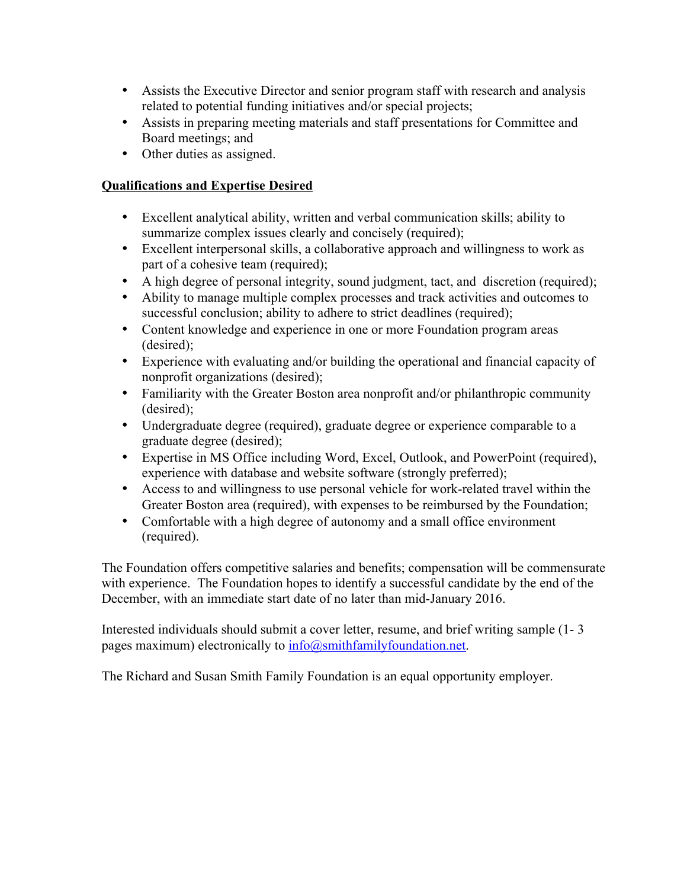- Assists the Executive Director and senior program staff with research and analysis related to potential funding initiatives and/or special projects;
- Assists in preparing meeting materials and staff presentations for Committee and Board meetings; and
- Other duties as assigned.

**Qualifications and Expertise Desired**

- Excellent analytical ability, written and verbal communication skills; ability to summarize complex issues clearly and concisely (required);
- Excellent interpersonal skills, a collaborative approach and willingness to work as part of a cohesive team (required);
- A high degree of personal integrity, sound judgment, tact, and discretion (required);
- Ability to manage multiple complex processes and track activities and outcomes to successful conclusion; ability to adhere to strict deadlines (required);
- Content knowledge and experience in one or more Foundation program areas (desired);
- Experience with evaluating and/or building the operational and financial capacity of nonprofit organizations (desired);
- Familiarity with the Greater Boston area nonprofit and/or philanthropic community (desired);
- Undergraduate degree (required), graduate degree or experience comparable to a graduate degree (desired);
- Expertise in MS Office including Word, Excel, Outlook, and PowerPoint (required), experience with database and website software (strongly preferred);
- Access to and willingness to use personal vehicle for work-related travel within the Greater Boston area (required), with expenses to be reimbursed by the Foundation;
- Comfortable with a high degree of autonomy and a small office environment (required).

The Foundation offers competitive salaries and benefits; compensation will be commensurate with experience. The Foundation hopes to identify a successful candidate by the end of the December, with an immediate start date of no later than mid-January 2016.

Interested individuals should submit a cover letter, resume, and brief writing sample (1- 3 pages maximum) electronically to info@smithfamilyfoundation.net.

The Richard and Susan Smith Family Foundation is an equal opportunity employer.